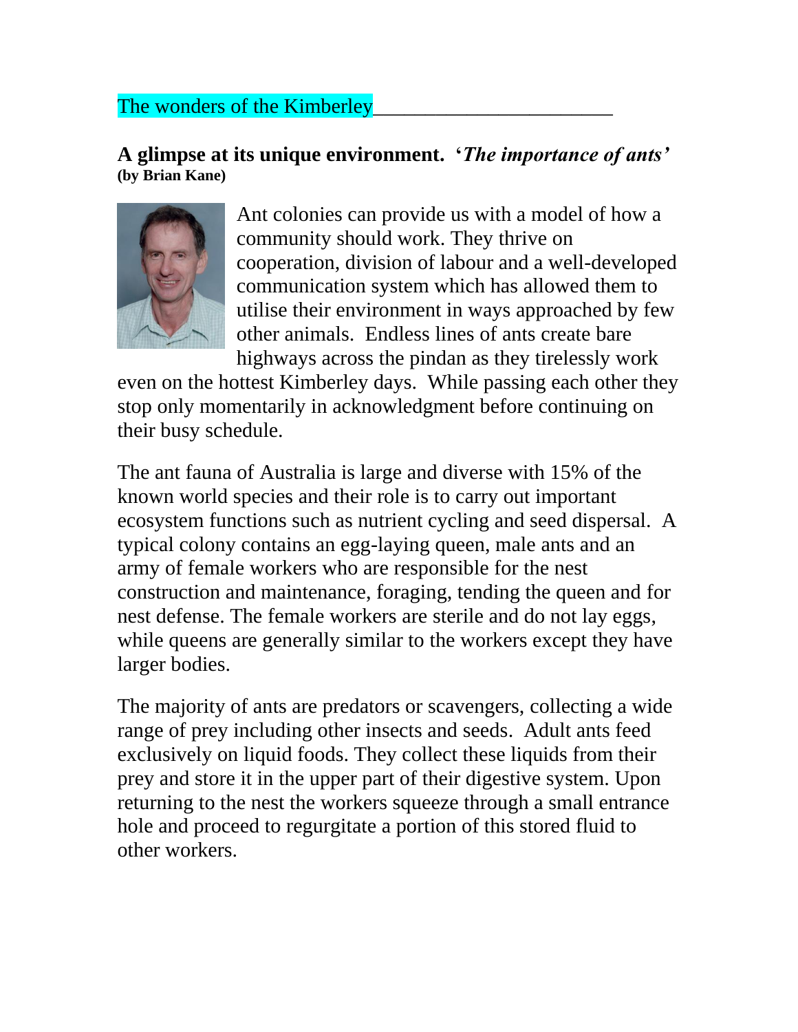The wonders of the Kimberley

**A glimpse at its unique environment. '*The importance of ants*'**
**(by Brian Kane)**

Ant colonies can provide us with a model of how a community should work. They thrive on cooperation, division of labour and a well-developed communication system which has allowed them to utilise their environment in ways approached by few other animals. Endless lines of ants create bare highways across the pindan as they tirelessly work even on the hottest Kimberley days. While passing each other they stop only momentarily in acknowledgment before continuing on their busy schedule.

The ant fauna of Australia is large and diverse with 15% of the known world species and their role is to carry out important ecosystem functions such as nutrient cycling and seed dispersal. A typical colony contains an egg-laying queen, male ants and an army of female workers who are responsible for the nest construction and maintenance, foraging, tending the queen and for nest defense. The female workers are sterile and do not lay eggs, while queens are generally similar to the workers except they have larger bodies.

The majority of ants are predators or scavengers, collecting a wide range of prey including other insects and seeds. Adult ants feed exclusively on liquid foods. They collect these liquids from their prey and store it in the upper part of their digestive system. Upon returning to the nest the workers squeeze through a small entrance hole and proceed to regurgitate a portion of this stored fluid to other workers.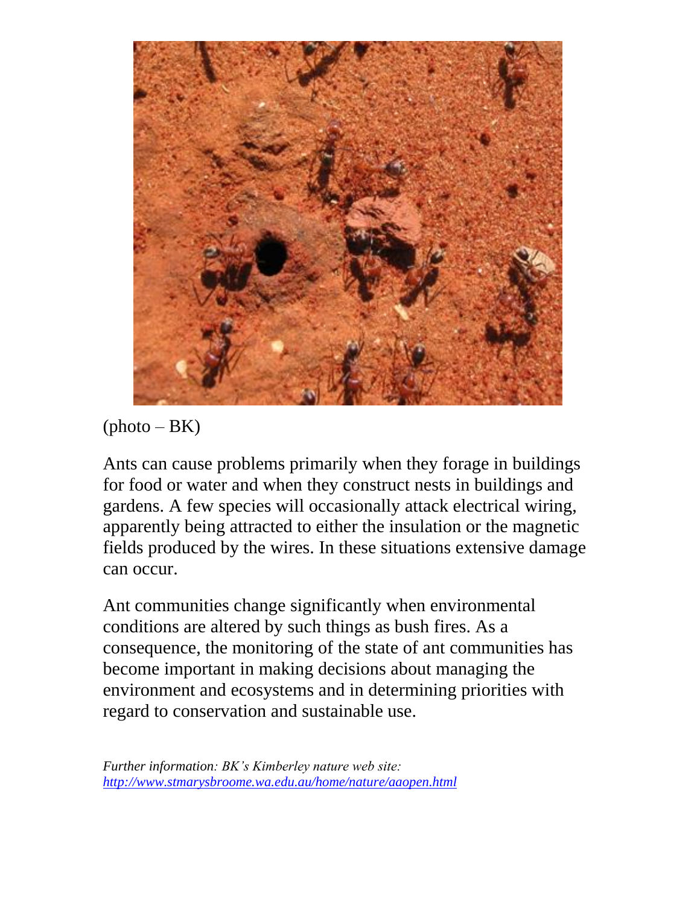(photo – BK)

Ants can cause problems primarily when they forage in buildings for food or water and when they construct nests in buildings and gardens. A few species will occasionally attack electrical wiring, apparently being attracted to either the insulation or the magnetic fields produced by the wires. In these situations extensive damage can occur.

Ant communities change significantly when environmental conditions are altered by such things as bush fires. As a consequence, the monitoring of the state of ant communities has become important in making decisions about managing the environment and ecosystems and in determining priorities with regard to conservation and sustainable use.

*Further information: BK's Kimberley nature web site:* [http://www.stmarysbroome.wa.edu.au/home/nature/aaopen.html](http://www.stmarysbroome.wa.edu.au/home/nature/aaopen.html)